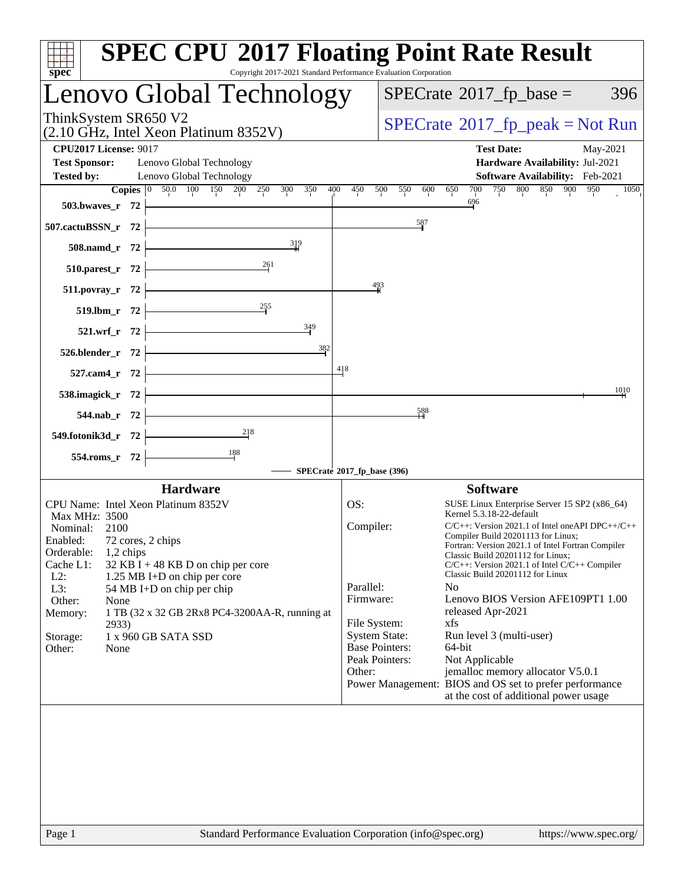# SPEC CPU 2017 Floating Point Rate Result

Copyright 2017-2021 Standard Performance Evaluation Corporation

## Lenovo Global Technology

ThinkSystem SR650 V2
(2.10 GHz, Intel Xeon Platinum 8352V)

SPECrate 2017_fp_base = 396

SPECrate 2017_fp_peak = Not Run

**CPU2017 License:** 9017
**Test Sponsor:** Lenovo Global Technology
**Tested by:** Lenovo Global Technology

**Test Date:** May-2021
**Hardware Availability:** Jul-2021
**Software Availability:** Feb-2021

| Benchmark | Copies | Base Ratio |
|---|---|---|
| 503.bwaves_r | 72 | 696 |
| 507.cactuBSSN_r | 72 | 587 |
| 508.namd_r | 72 | 319 |
| 510.parest_r | 72 | 261 |
| 511.povray_r | 72 | 493 |
| 519.lbm_r | 72 | 255 |
| 521.wrf_r | 72 | 349 |
| 526.blender_r | 72 | 382 |
| 527.cam4_r | 72 | 418 |
| 538.imagick_r | 72 | 1010 |
| 544.nab_r | 72 | 588 |
| 549.fotonik3d_r | 72 | 218 |
| 554.roms_r | 72 | 188 |

SPECrate 2017_fp_base (396)

### Hardware

CPU Name: Intel Xeon Platinum 8352V
Max MHz: 3500
Nominal: 2100
Enabled: 72 cores, 2 chips
Orderable: 1,2 chips
Cache L1: 32 KB I + 48 KB D on chip per core
L2: 1.25 MB I+D on chip per core
L3: 54 MB I+D on chip per chip
Other: None
Memory: 1 TB (32 x 32 GB 2Rx8 PC4-3200AA-R, running at 2933)
Storage: 1 x 960 GB SATA SSD
Other: None

### Software

OS: SUSE Linux Enterprise Server 15 SP2 (x86_64) Kernel 5.3.18-22-default
Compiler: C/C++: Version 2021.1 of Intel oneAPI DPC++/C++ Compiler Build 20201113 for Linux; Fortran: Version 2021.1 of Intel Fortran Compiler Classic Build 20201112 for Linux; C/C++: Version 2021.1 of Intel C/C++ Compiler Classic Build 20201112 for Linux
Parallel: No
Firmware: Lenovo BIOS Version AFE109PT1 1.00 released Apr-2021
File System: xfs
System State: Run level 3 (multi-user)
Base Pointers: 64-bit
Peak Pointers: Not Applicable
Other: jemalloc memory allocator V5.0.1
Power Management: BIOS and OS set to prefer performance at the cost of additional power usage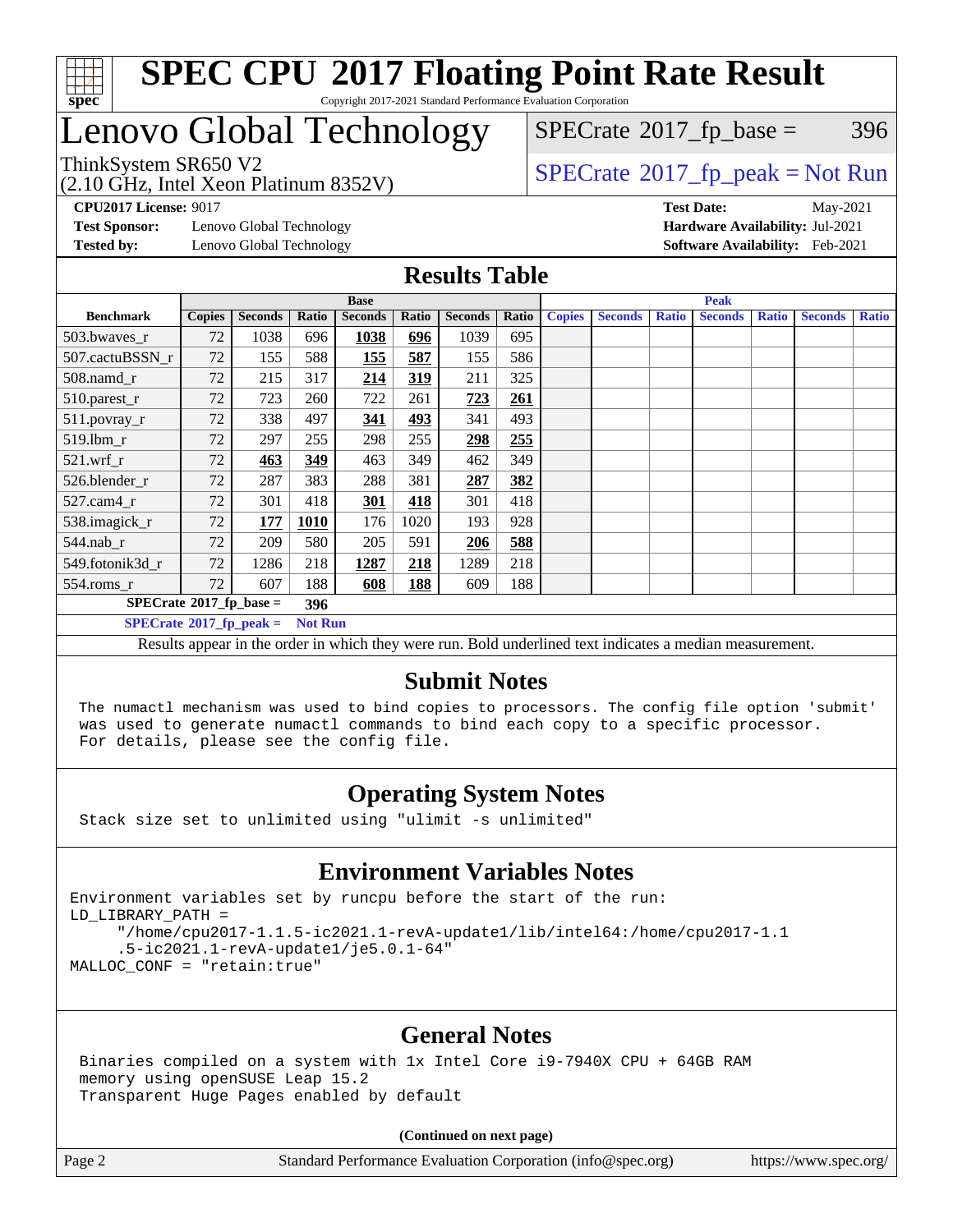# SPEC CPU 2017 Floating Point Rate Result

Copyright 2017-2021 Standard Performance Evaluation Corporation

# Lenovo Global Technology

ThinkSystem SR650 V2
(2.10 GHz, Intel Xeon Platinum 8352V)

SPECrate 2017_fp_base = 396

SPECrate 2017_fp_peak = Not Run

**CPU2017 License:** 9017
**Test Sponsor:** Lenovo Global Technology
**Tested by:** Lenovo Global Technology

**Test Date:** May-2021
**Hardware Availability:** Jul-2021
**Software Availability:** Feb-2021

## Results Table

| Benchmark | Base | | | | | | | Peak | | | | | | |
|---|---|---|---|---|---|---|---|---|---|---|---|---|---|---|
| | Copies | Seconds | Ratio | Seconds | Ratio | Seconds | Ratio | Copies | Seconds | Ratio | Seconds | Ratio | Seconds | Ratio |
| 503.bwaves_r | 72 | 1038 | 696 | **1038** | **696** | 1039 | 695 | | | | | | | |
| 507.cactuBSSN_r | 72 | 155 | 588 | **155** | **587** | 155 | 586 | | | | | | | |
| 508.namd_r | 72 | 215 | 317 | **214** | **319** | 211 | 325 | | | | | | | |
| 510.parest_r | 72 | 723 | 260 | 722 | 261 | **723** | **261** | | | | | | | |
| 511.povray_r | 72 | 338 | 497 | **341** | **493** | 341 | 493 | | | | | | | |
| 519.lbm_r | 72 | 297 | 255 | 298 | 255 | **298** | **255** | | | | | | | |
| 521.wrf_r | 72 | **463** | **349** | 463 | 349 | 462 | 349 | | | | | | | |
| 526.blender_r | 72 | 287 | 383 | 288 | 381 | **287** | **382** | | | | | | | |
| 527.cam4_r | 72 | 301 | 418 | **301** | **418** | 301 | 418 | | | | | | | |
| 538.imagick_r | 72 | **177** | **1010** | 176 | 1020 | 193 | 928 | | | | | | | |
| 544.nab_r | 72 | 209 | 580 | 205 | 591 | **206** | **588** | | | | | | | |
| 549.fotonik3d_r | 72 | 1286 | 218 | **1287** | **218** | 1289 | 218 | | | | | | | |
| 554.roms_r | 72 | 607 | 188 | **608** | **188** | 609 | 188 | | | | | | | |

**SPECrate 2017_fp_base = 396**

**SPECrate 2017_fp_peak = Not Run**

Results appear in the order in which they were run. Bold underlined text indicates a median measurement.

## Submit Notes

```
The numactl mechanism was used to bind copies to processors. The config file option 'submit'
was used to generate numactl commands to bind each copy to a specific processor.
For details, please see the config file.
```

## Operating System Notes

```
Stack size set to unlimited using "ulimit -s unlimited"
```

## Environment Variables Notes

```
Environment variables set by runcpu before the start of the run:
LD_LIBRARY_PATH =
     "/home/cpu2017-1.1.5-ic2021.1-revA-update1/lib/intel64:/home/cpu2017-1.1
     .5-ic2021.1-revA-update1/je5.0.1-64"
MALLOC_CONF = "retain:true"
```

## General Notes

```
Binaries compiled on a system with 1x Intel Core i9-7940X CPU + 64GB RAM
memory using openSUSE Leap 15.2
Transparent Huge Pages enabled by default
```

**(Continued on next page)**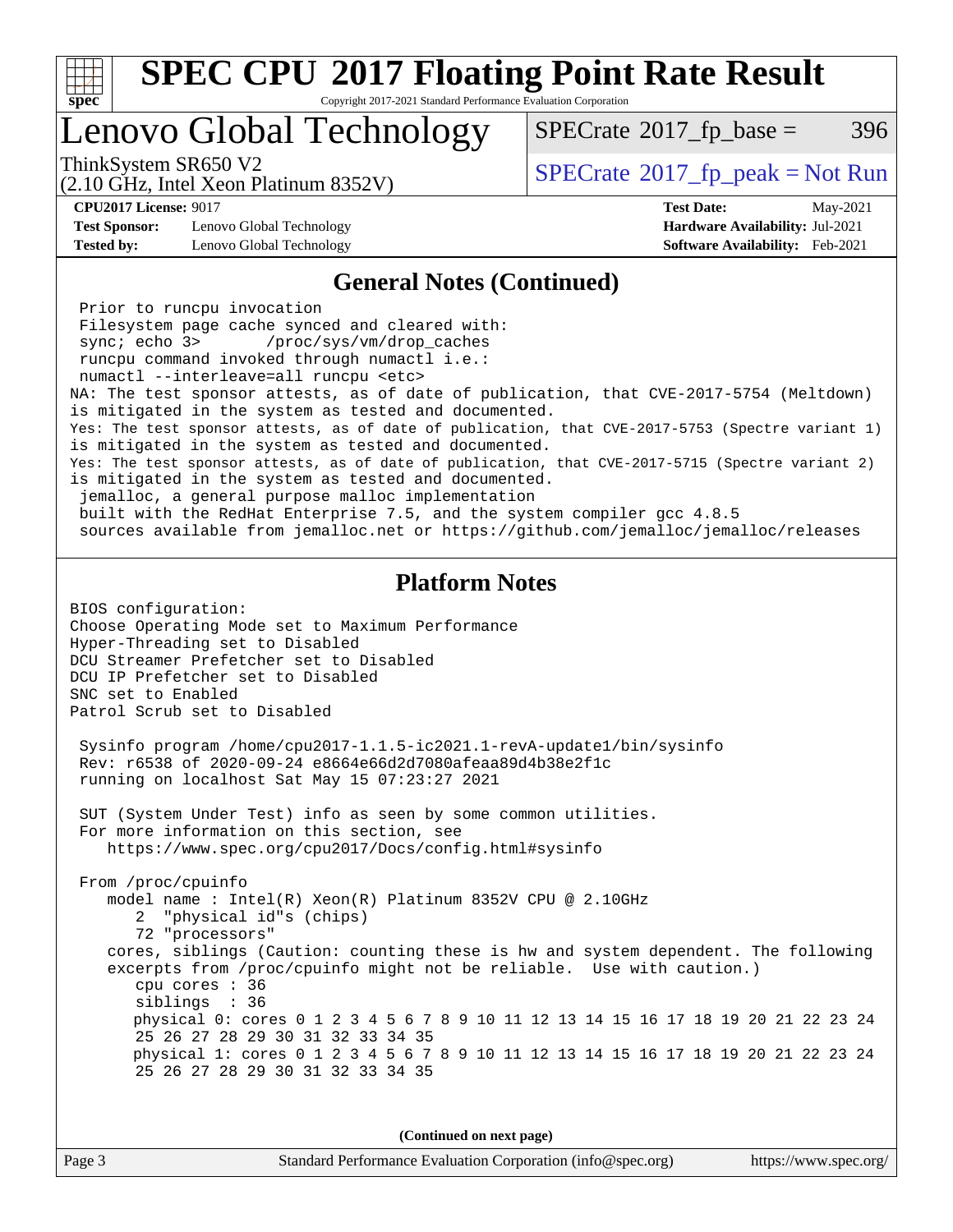# Lenovo Global Technology

ThinkSystem SR650 V2
(2.10 GHz, Intel Xeon Platinum 8352V)

SPECrate 2017_fp_base = 396

SPECrate 2017_fp_peak = Not Run

**CPU2017 License:** 9017
**Test Sponsor:** Lenovo Global Technology
**Tested by:** Lenovo Global Technology

**Test Date:** May-2021
**Hardware Availability:** Jul-2021
**Software Availability:** Feb-2021

## General Notes (Continued)

```
 Prior to runcpu invocation
 Filesystem page cache synced and cleared with:
 sync; echo 3>       /proc/sys/vm/drop_caches
 runcpu command invoked through numactl i.e.:
 numactl --interleave=all runcpu <etc>
NA: The test sponsor attests, as of date of publication, that CVE-2017-5754 (Meltdown)
is mitigated in the system as tested and documented.
Yes: The test sponsor attests, as of date of publication, that CVE-2017-5753 (Spectre variant 1)
is mitigated in the system as tested and documented.
Yes: The test sponsor attests, as of date of publication, that CVE-2017-5715 (Spectre variant 2)
is mitigated in the system as tested and documented.
 jemalloc, a general purpose malloc implementation
 built with the RedHat Enterprise 7.5, and the system compiler gcc 4.8.5
 sources available from jemalloc.net or https://github.com/jemalloc/jemalloc/releases
```

## Platform Notes

```
BIOS configuration:
Choose Operating Mode set to Maximum Performance
Hyper-Threading set to Disabled
DCU Streamer Prefetcher set to Disabled
DCU IP Prefetcher set to Disabled
SNC set to Enabled
Patrol Scrub set to Disabled

 Sysinfo program /home/cpu2017-1.1.5-ic2021.1-revA-update1/bin/sysinfo
 Rev: r6538 of 2020-09-24 e8664e66d2d7080afeaa89d4b38e2f1c
 running on localhost Sat May 15 07:23:27 2021

 SUT (System Under Test) info as seen by some common utilities.
 For more information on this section, see
    https://www.spec.org/cpu2017/Docs/config.html#sysinfo

 From /proc/cpuinfo
    model name : Intel(R) Xeon(R) Platinum 8352V CPU @ 2.10GHz
       2  "physical id"s (chips)
       72 "processors"
    cores, siblings (Caution: counting these is hw and system dependent. The following
    excerpts from /proc/cpuinfo might not be reliable.  Use with caution.)
       cpu cores : 36
       siblings  : 36
       physical 0: cores 0 1 2 3 4 5 6 7 8 9 10 11 12 13 14 15 16 17 18 19 20 21 22 23 24
       25 26 27 28 29 30 31 32 33 34 35
       physical 1: cores 0 1 2 3 4 5 6 7 8 9 10 11 12 13 14 15 16 17 18 19 20 21 22 23 24
       25 26 27 28 29 30 31 32 33 34 35
```

**(Continued on next page)**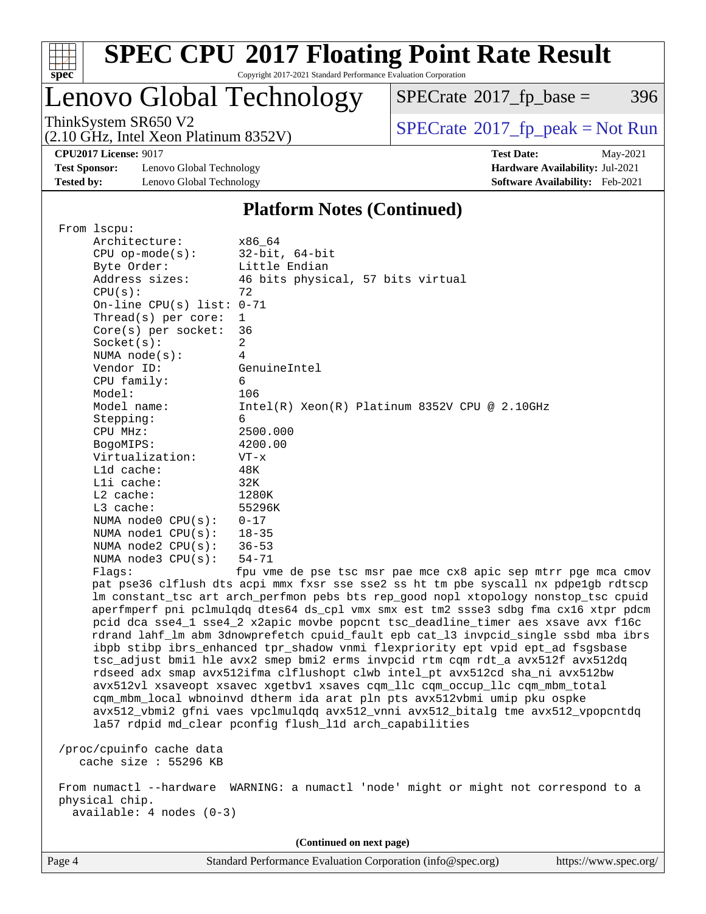# SPEC CPU 2017 Floating Point Rate Result

Copyright 2017-2021 Standard Performance Evaluation Corporation

## Lenovo Global Technology

ThinkSystem SR650 V2
(2.10 GHz, Intel Xeon Platinum 8352V)

SPECrate 2017_fp_base = 396

SPECrate 2017_fp_peak = Not Run

**CPU2017 License:** 9017
**Test Sponsor:** Lenovo Global Technology
**Tested by:** Lenovo Global Technology

**Test Date:** May-2021
**Hardware Availability:** Jul-2021
**Software Availability:** Feb-2021

### Platform Notes (Continued)

```
From lscpu:
     Architecture:        x86_64
     CPU op-mode(s):      32-bit, 64-bit
     Byte Order:          Little Endian
     Address sizes:       46 bits physical, 57 bits virtual
     CPU(s):              72
     On-line CPU(s) list: 0-71
     Thread(s) per core:  1
     Core(s) per socket:  36
     Socket(s):           2
     NUMA node(s):        4
     Vendor ID:           GenuineIntel
     CPU family:          6
     Model:               106
     Model name:          Intel(R) Xeon(R) Platinum 8352V CPU @ 2.10GHz
     Stepping:            6
     CPU MHz:             2500.000
     BogoMIPS:            4200.00
     Virtualization:      VT-x
     L1d cache:           48K
     L1i cache:           32K
     L2 cache:            1280K
     L3 cache:            55296K
     NUMA node0 CPU(s):   0-17
     NUMA node1 CPU(s):   18-35
     NUMA node2 CPU(s):   36-53
     NUMA node3 CPU(s):   54-71
     Flags:               fpu vme de pse tsc msr pae mce cx8 apic sep mtrr pge mca cmov
     pat pse36 clflush dts acpi mmx fxsr sse sse2 ss ht tm pbe syscall nx pdpe1gb rdtscp
     lm constant_tsc art arch_perfmon pebs bts rep_good nopl xtopology nonstop_tsc cpuid
     aperfmperf pni pclmulqdq dtes64 ds_cpl vmx smx est tm2 ssse3 sdbg fma cx16 xtpr pdcm
     pcid dca sse4_1 sse4_2 x2apic movbe popcnt tsc_deadline_timer aes xsave avx f16c
     rdrand lahf_lm abm 3dnowprefetch cpuid_fault epb cat_l3 invpcid_single ssbd mba ibrs
     ibpb stibp ibrs_enhanced tpr_shadow vnmi flexpriority ept vpid ept_ad fsgsbase
     tsc_adjust bmi1 hle avx2 smep bmi2 erms invpcid rtm cqm rdt_a avx512f avx512dq
     rdseed adx smap avx512ifma clflushopt clwb intel_pt avx512cd sha_ni avx512bw
     avx512vl xsaveopt xsavec xgetbv1 xsaves cqm_llc cqm_occup_llc cqm_mbm_total
     cqm_mbm_local wbnoinvd dtherm ida arat pln pts avx512vbmi umip pku ospke
     avx512_vbmi2 gfni vaes vpclmulqdq avx512_vnni avx512_bitalg tme avx512_vpopcntdq
     la57 rdpid md_clear pconfig flush_l1d arch_capabilities

 /proc/cpuinfo cache data
    cache size : 55296 KB

 From numactl --hardware  WARNING: a numactl 'node' might or might not correspond to a
 physical chip.
   available: 4 nodes (0-3)
```

(Continued on next page)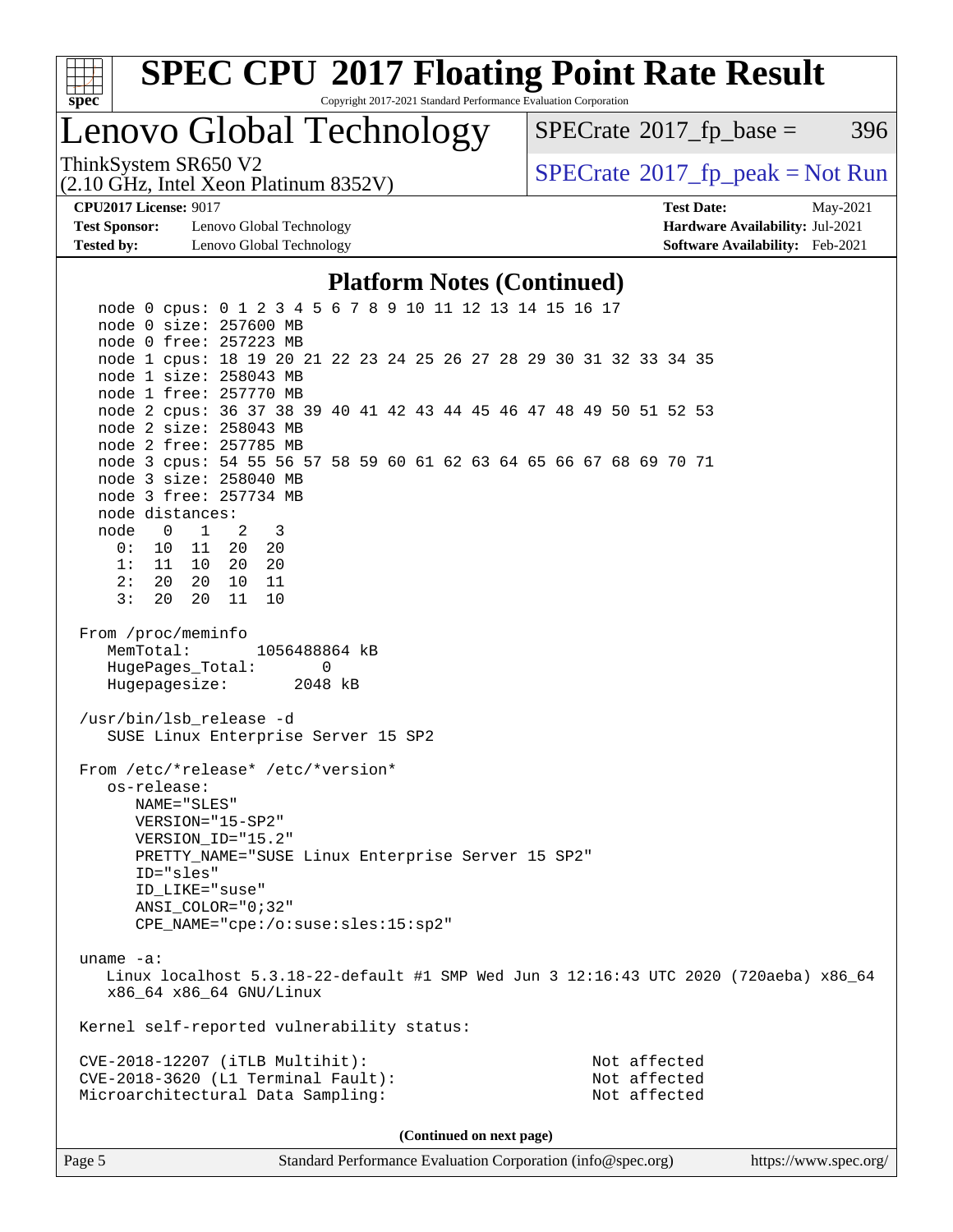## Platform Notes (Continued)

```
   node 0 cpus: 0 1 2 3 4 5 6 7 8 9 10 11 12 13 14 15 16 17
   node 0 size: 257600 MB
   node 0 free: 257223 MB
   node 1 cpus: 18 19 20 21 22 23 24 25 26 27 28 29 30 31 32 33 34 35
   node 1 size: 258043 MB
   node 1 free: 257770 MB
   node 2 cpus: 36 37 38 39 40 41 42 43 44 45 46 47 48 49 50 51 52 53
   node 2 size: 258043 MB
   node 2 free: 257785 MB
   node 3 cpus: 54 55 56 57 58 59 60 61 62 63 64 65 66 67 68 69 70 71
   node 3 size: 258040 MB
   node 3 free: 257734 MB
   node distances:
   node   0   1   2   3
     0:  10  11  20  20
     1:  11  10  20  20
     2:  20  20  10  11
     3:  20  20  11  10

 From /proc/meminfo
    MemTotal:       1056488864 kB
    HugePages_Total:       0
    Hugepagesize:       2048 kB

 /usr/bin/lsb_release -d
    SUSE Linux Enterprise Server 15 SP2

 From /etc/*release* /etc/*version*
    os-release:
       NAME="SLES"
       VERSION="15-SP2"
       VERSION_ID="15.2"
       PRETTY_NAME="SUSE Linux Enterprise Server 15 SP2"
       ID="sles"
       ID_LIKE="suse"
       ANSI_COLOR="0;32"
       CPE_NAME="cpe:/o:suse:sles:15:sp2"

 uname -a:
    Linux localhost 5.3.18-22-default #1 SMP Wed Jun 3 12:16:43 UTC 2020 (720aeba) x86_64
    x86_64 x86_64 GNU/Linux

 Kernel self-reported vulnerability status:

 CVE-2018-12207 (iTLB Multihit):                                  Not affected
 CVE-2018-3620 (L1 Terminal Fault):                               Not affected
 Microarchitectural Data Sampling:                                Not affected
```

**(Continued on next page)**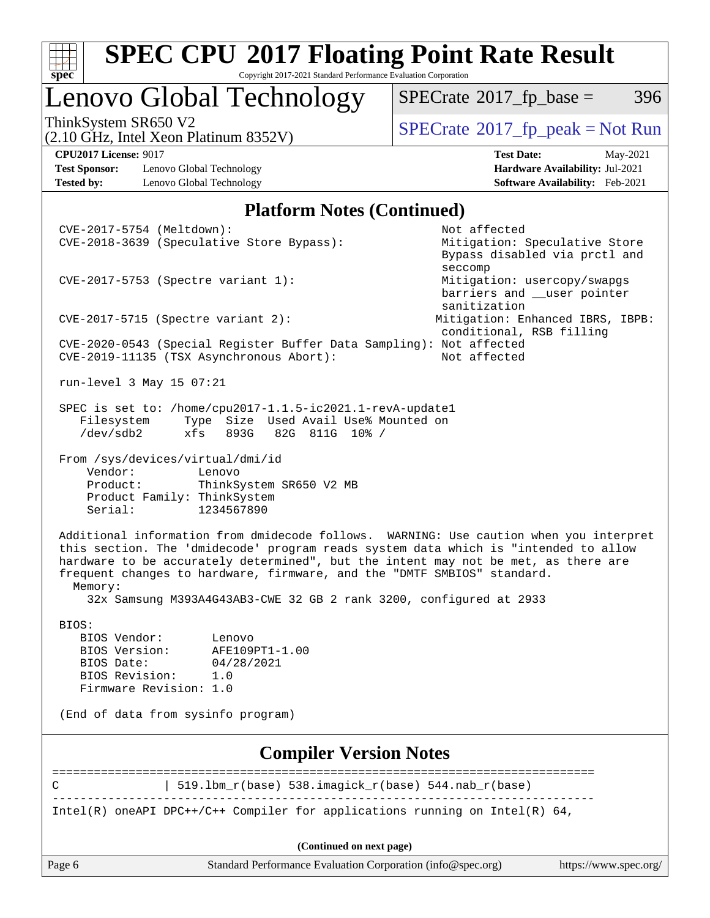# SPEC CPU 2017 Floating Point Rate Result

Copyright 2017-2021 Standard Performance Evaluation Corporation

## Lenovo Global Technology

ThinkSystem SR650 V2
(2.10 GHz, Intel Xeon Platinum 8352V)

SPECrate 2017_fp_base = 396

SPECrate 2017_fp_peak = Not Run

**CPU2017 License:** 9017
**Test Sponsor:** Lenovo Global Technology
**Tested by:** Lenovo Global Technology

**Test Date:** May-2021
**Hardware Availability:** Jul-2021
**Software Availability:** Feb-2021

## Platform Notes (Continued)

```
CVE-2017-5754 (Meltdown):                                  Not affected
CVE-2018-3639 (Speculative Store Bypass):                  Mitigation: Speculative Store
                                                           Bypass disabled via prctl and
                                                           seccomp
CVE-2017-5753 (Spectre variant 1):                         Mitigation: usercopy/swapgs
                                                           barriers and __user pointer
                                                           sanitization
CVE-2017-5715 (Spectre variant 2):                        Mitigation: Enhanced IBRS, IBPB:
                                                           conditional, RSB filling
CVE-2020-0543 (Special Register Buffer Data Sampling): Not affected
CVE-2019-11135 (TSX Asynchronous Abort):                   Not affected

run-level 3 May 15 07:21

SPEC is set to: /home/cpu2017-1.1.5-ic2021.1-revA-update1
   Filesystem     Type  Size  Used Avail Use% Mounted on
   /dev/sdb2      xfs   893G   82G  811G  10% /

From /sys/devices/virtual/dmi/id
    Vendor:         Lenovo
    Product:        ThinkSystem SR650 V2 MB
    Product Family: ThinkSystem
    Serial:         1234567890

Additional information from dmidecode follows.  WARNING: Use caution when you interpret
this section. The 'dmidecode' program reads system data which is "intended to allow
hardware to be accurately determined", but the intent may not be met, as there are
frequent changes to hardware, firmware, and the "DMTF SMBIOS" standard.
  Memory:
    32x Samsung M393A4G43AB3-CWE 32 GB 2 rank 3200, configured at 2933

BIOS:
   BIOS Vendor:       Lenovo
   BIOS Version:      AFE109PT1-1.00
   BIOS Date:         04/28/2021
   BIOS Revision:     1.0
   Firmware Revision: 1.0

(End of data from sysinfo program)
```

## Compiler Version Notes

```
==============================================================================
C              | 519.lbm_r(base) 538.imagick_r(base) 544.nab_r(base)
------------------------------------------------------------------------------
Intel(R) oneAPI DPC++/C++ Compiler for applications running on Intel(R) 64,
```

(Continued on next page)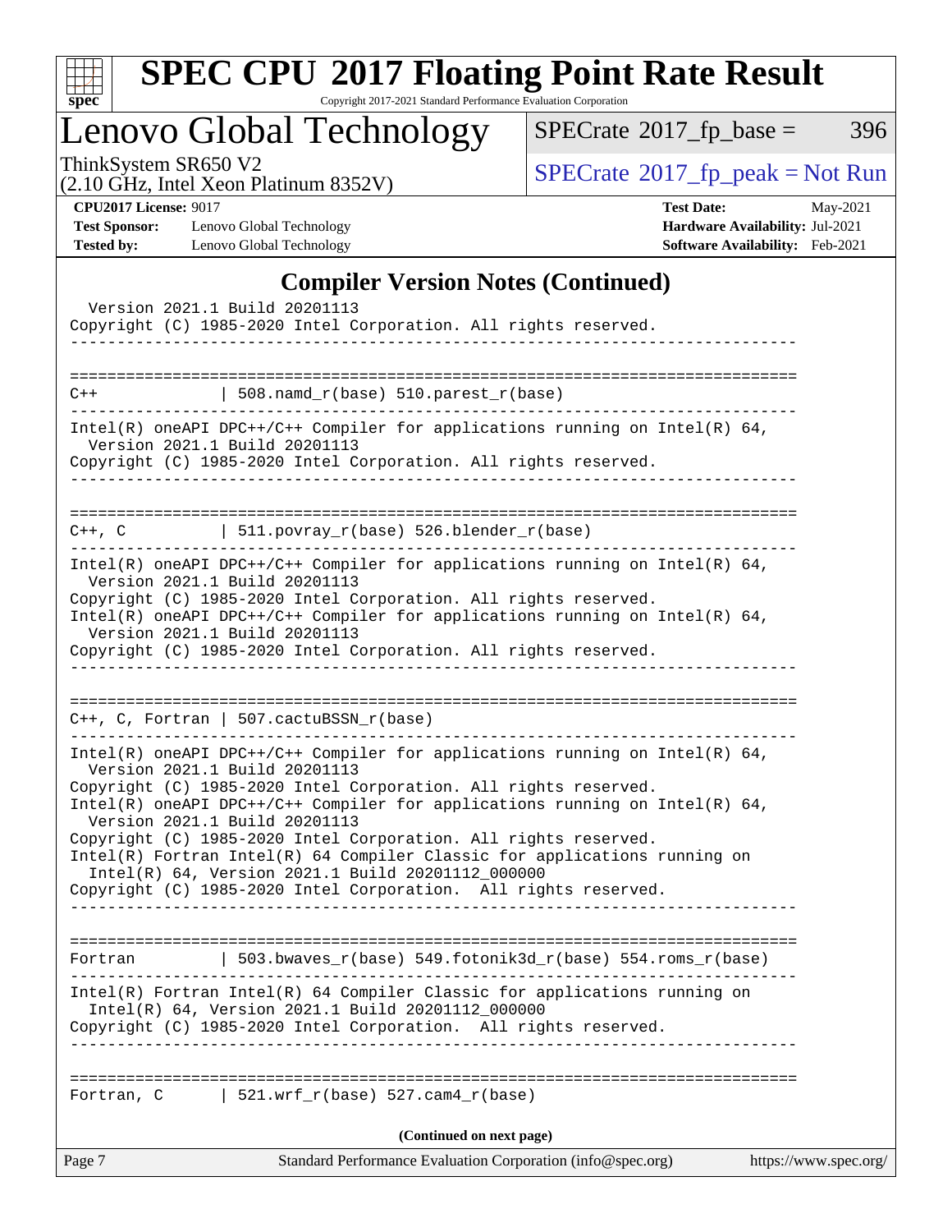## Compiler Version Notes (Continued)

```
  Version 2021.1 Build 20201113
Copyright (C) 1985-2020 Intel Corporation. All rights reserved.
------------------------------------------------------------------------------

==============================================================================
C++            | 508.namd_r(base) 510.parest_r(base)
------------------------------------------------------------------------------
Intel(R) oneAPI DPC++/C++ Compiler for applications running on Intel(R) 64,
  Version 2021.1 Build 20201113
Copyright (C) 1985-2020 Intel Corporation. All rights reserved.
------------------------------------------------------------------------------

==============================================================================
C++, C         | 511.povray_r(base) 526.blender_r(base)
------------------------------------------------------------------------------
Intel(R) oneAPI DPC++/C++ Compiler for applications running on Intel(R) 64,
  Version 2021.1 Build 20201113
Copyright (C) 1985-2020 Intel Corporation. All rights reserved.
Intel(R) oneAPI DPC++/C++ Compiler for applications running on Intel(R) 64,
  Version 2021.1 Build 20201113
Copyright (C) 1985-2020 Intel Corporation. All rights reserved.
------------------------------------------------------------------------------

==============================================================================
C++, C, Fortran | 507.cactuBSSN_r(base)
------------------------------------------------------------------------------
Intel(R) oneAPI DPC++/C++ Compiler for applications running on Intel(R) 64,
  Version 2021.1 Build 20201113
Copyright (C) 1985-2020 Intel Corporation. All rights reserved.
Intel(R) oneAPI DPC++/C++ Compiler for applications running on Intel(R) 64,
  Version 2021.1 Build 20201113
Copyright (C) 1985-2020 Intel Corporation. All rights reserved.
Intel(R) Fortran Intel(R) 64 Compiler Classic for applications running on
  Intel(R) 64, Version 2021.1 Build 20201112_000000
Copyright (C) 1985-2020 Intel Corporation.  All rights reserved.
------------------------------------------------------------------------------

==============================================================================
Fortran        | 503.bwaves_r(base) 549.fotonik3d_r(base) 554.roms_r(base)
------------------------------------------------------------------------------
Intel(R) Fortran Intel(R) 64 Compiler Classic for applications running on
  Intel(R) 64, Version 2021.1 Build 20201112_000000
Copyright (C) 1985-2020 Intel Corporation.  All rights reserved.
------------------------------------------------------------------------------

==============================================================================
Fortran, C     | 521.wrf_r(base) 527.cam4_r(base)
```

(Continued on next page)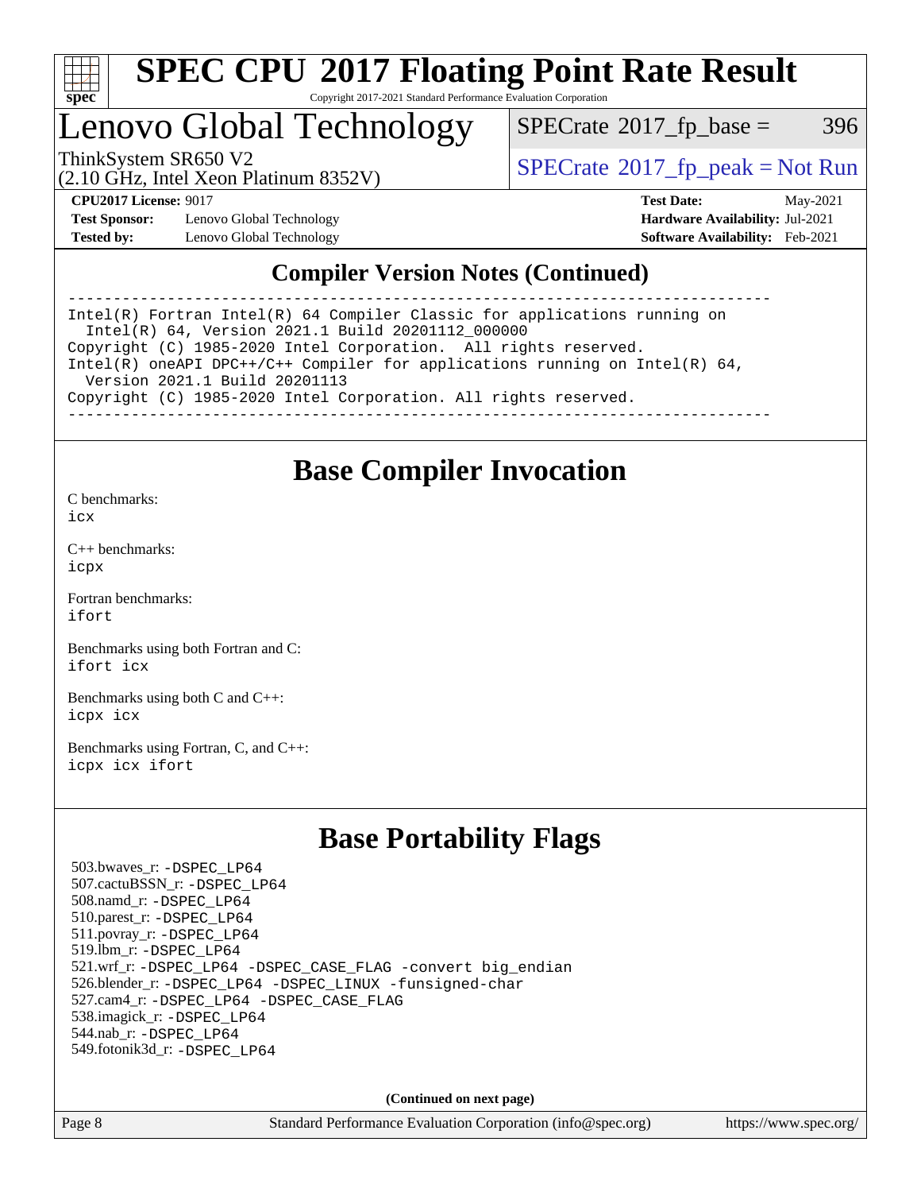# SPEC CPU 2017 Floating Point Rate Result

Copyright 2017-2021 Standard Performance Evaluation Corporation

## Lenovo Global Technology

ThinkSystem SR650 V2
(2.10 GHz, Intel Xeon Platinum 8352V)

SPECrate 2017_fp_base = 396

SPECrate 2017_fp_peak = Not Run

**CPU2017 License:** 9017
**Test Sponsor:** Lenovo Global Technology
**Tested by:** Lenovo Global Technology

**Test Date:** May-2021
**Hardware Availability:** Jul-2021
**Software Availability:** Feb-2021

## Compiler Version Notes (Continued)

```
==============================================================================
Intel(R) Fortran Intel(R) 64 Compiler Classic for applications running on
  Intel(R) 64, Version 2021.1 Build 20201112_000000
Copyright (C) 1985-2020 Intel Corporation.  All rights reserved.
Intel(R) oneAPI DPC++/C++ Compiler for applications running on Intel(R) 64,
  Version 2021.1 Build 20201113
Copyright (C) 1985-2020 Intel Corporation. All rights reserved.
==============================================================================
```

## Base Compiler Invocation

C benchmarks:
icx

C++ benchmarks:
icpx

Fortran benchmarks:
ifort

Benchmarks using both Fortran and C:
ifort icx

Benchmarks using both C and C++:
icpx icx

Benchmarks using Fortran, C, and C++:
icpx icx ifort

## Base Portability Flags

503.bwaves_r: -DSPEC_LP64
507.cactuBSSN_r: -DSPEC_LP64
508.namd_r: -DSPEC_LP64
510.parest_r: -DSPEC_LP64
511.povray_r: -DSPEC_LP64
519.lbm_r: -DSPEC_LP64
521.wrf_r: -DSPEC_LP64 -DSPEC_CASE_FLAG -convert big_endian
526.blender_r: -DSPEC_LP64 -DSPEC_LINUX -funsigned-char
527.cam4_r: -DSPEC_LP64 -DSPEC_CASE_FLAG
538.imagick_r: -DSPEC_LP64
544.nab_r: -DSPEC_LP64
549.fotonik3d_r: -DSPEC_LP64

**(Continued on next page)**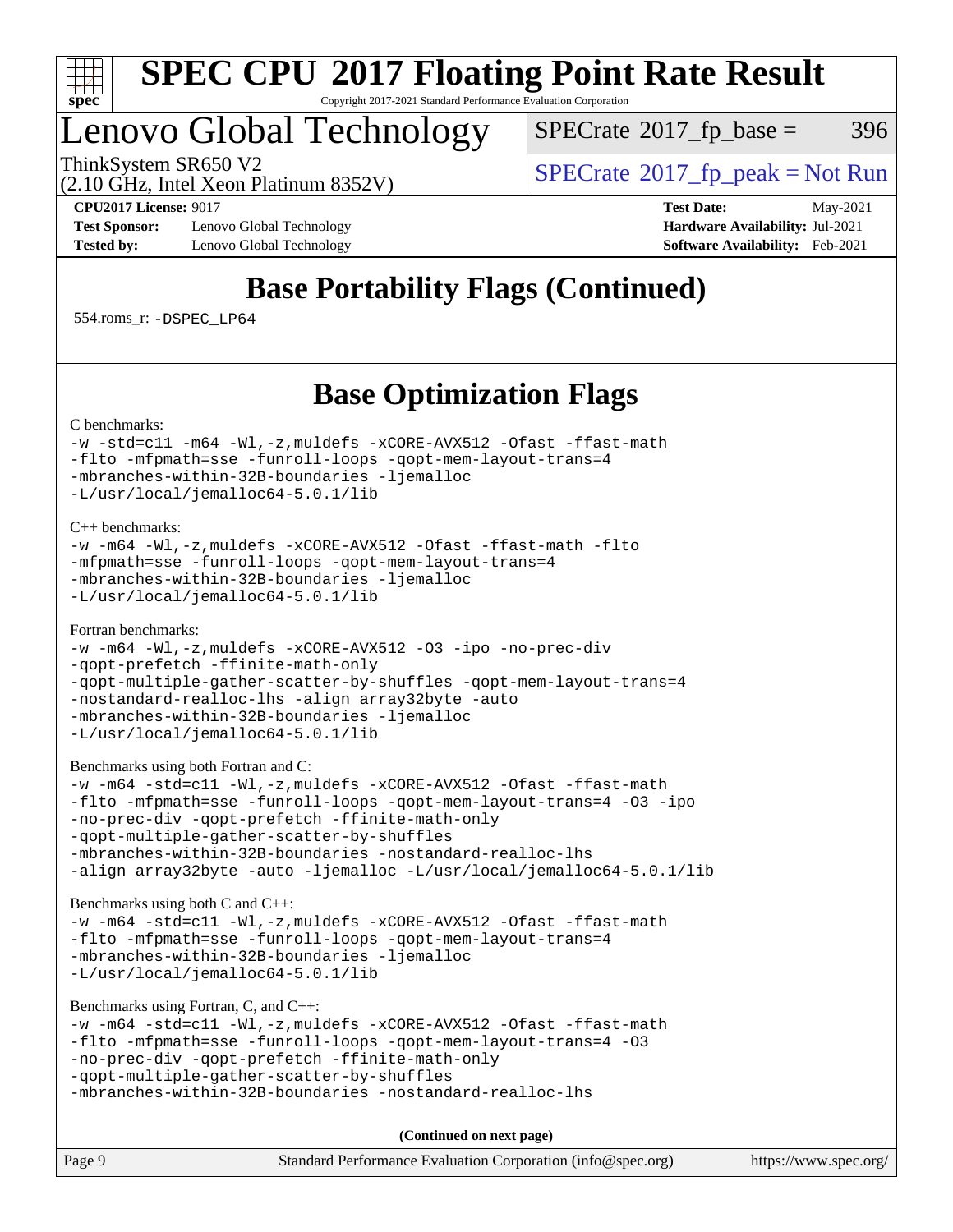# Base Portability Flags (Continued)

554.roms_r: `-DSPEC_LP64`

# Base Optimization Flags

C benchmarks:

```
-w -std=c11 -m64 -Wl,-z,muldefs -xCORE-AVX512 -Ofast -ffast-math
-flto -mfpmath=sse -funroll-loops -qopt-mem-layout-trans=4
-mbranches-within-32B-boundaries -ljemalloc
-L/usr/local/jemalloc64-5.0.1/lib
```

C++ benchmarks:

```
-w -m64 -Wl,-z,muldefs -xCORE-AVX512 -Ofast -ffast-math -flto
-mfpmath=sse -funroll-loops -qopt-mem-layout-trans=4
-mbranches-within-32B-boundaries -ljemalloc
-L/usr/local/jemalloc64-5.0.1/lib
```

Fortran benchmarks:

```
-w -m64 -Wl,-z,muldefs -xCORE-AVX512 -O3 -ipo -no-prec-div
-qopt-prefetch -ffinite-math-only
-qopt-multiple-gather-scatter-by-shuffles -qopt-mem-layout-trans=4
-nostandard-realloc-lhs -align array32byte -auto
-mbranches-within-32B-boundaries -ljemalloc
-L/usr/local/jemalloc64-5.0.1/lib
```

Benchmarks using both Fortran and C:

```
-w -m64 -std=c11 -Wl,-z,muldefs -xCORE-AVX512 -Ofast -ffast-math
-flto -mfpmath=sse -funroll-loops -qopt-mem-layout-trans=4 -O3 -ipo
-no-prec-div -qopt-prefetch -ffinite-math-only
-qopt-multiple-gather-scatter-by-shuffles
-mbranches-within-32B-boundaries -nostandard-realloc-lhs
-align array32byte -auto -ljemalloc -L/usr/local/jemalloc64-5.0.1/lib
```

Benchmarks using both C and C++:

```
-w -m64 -std=c11 -Wl,-z,muldefs -xCORE-AVX512 -Ofast -ffast-math
-flto -mfpmath=sse -funroll-loops -qopt-mem-layout-trans=4
-mbranches-within-32B-boundaries -ljemalloc
-L/usr/local/jemalloc64-5.0.1/lib
```

Benchmarks using Fortran, C, and C++:

```
-w -m64 -std=c11 -Wl,-z,muldefs -xCORE-AVX512 -Ofast -ffast-math
-flto -mfpmath=sse -funroll-loops -qopt-mem-layout-trans=4 -O3
-no-prec-div -qopt-prefetch -ffinite-math-only
-qopt-multiple-gather-scatter-by-shuffles
-mbranches-within-32B-boundaries -nostandard-realloc-lhs
```

**(Continued on next page)**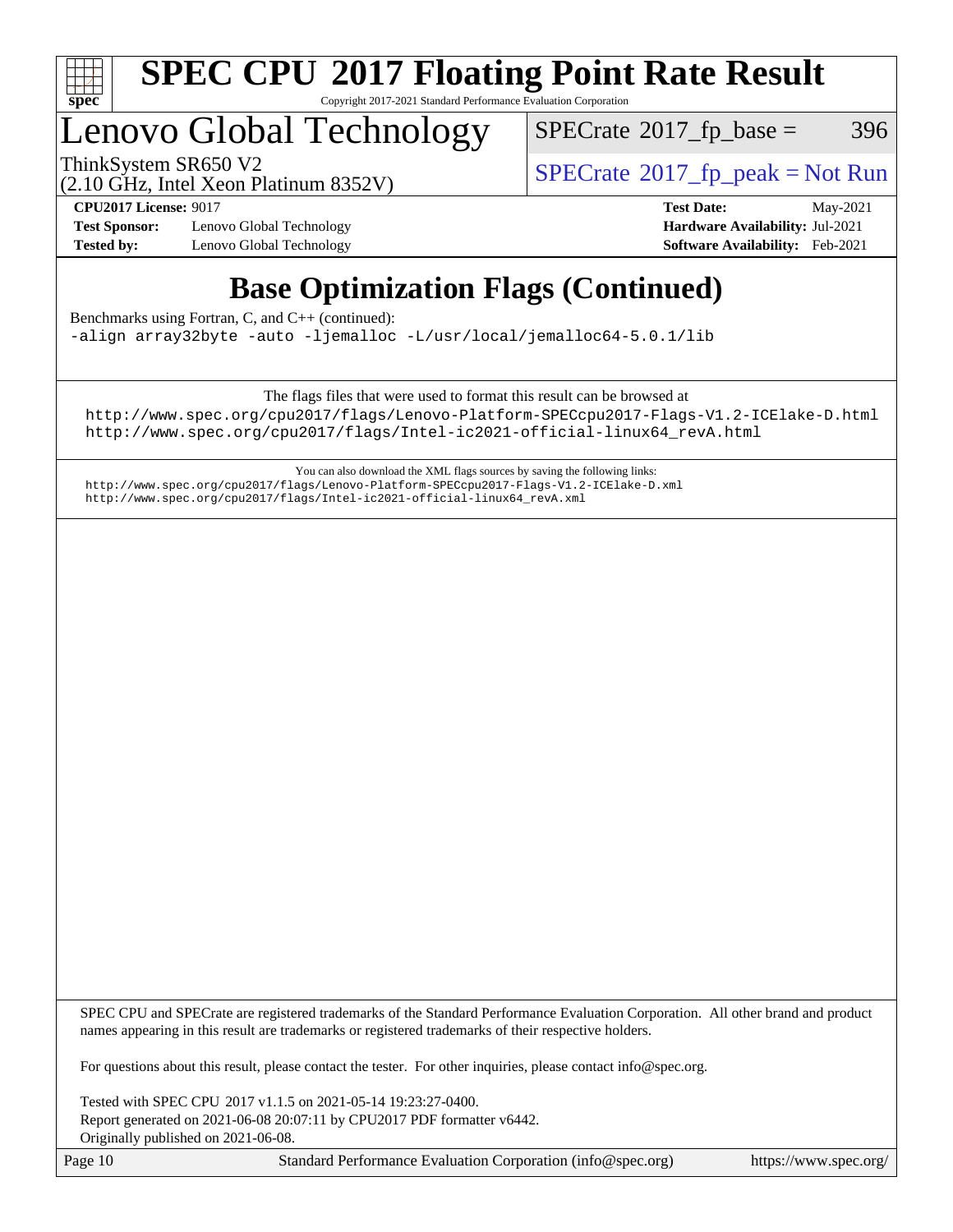## Base Optimization Flags (Continued)

Benchmarks using Fortran, C, and C++ (continued):

```
-align array32byte -auto -ljemalloc -L/usr/local/jemalloc64-5.0.1/lib
```

The flags files that were used to format this result can be browsed at

http://www.spec.org/cpu2017/flags/Lenovo-Platform-SPECcpu2017-Flags-V1.2-ICElake-D.html
http://www.spec.org/cpu2017/flags/Intel-ic2021-official-linux64_revA.html

You can also download the XML flags sources by saving the following links:

http://www.spec.org/cpu2017/flags/Lenovo-Platform-SPECcpu2017-Flags-V1.2-ICElake-D.xml
http://www.spec.org/cpu2017/flags/Intel-ic2021-official-linux64_revA.xml

SPEC CPU and SPECrate are registered trademarks of the Standard Performance Evaluation Corporation. All other brand and product names appearing in this result are trademarks or registered trademarks of their respective holders.

For questions about this result, please contact the tester. For other inquiries, please contact info@spec.org.

Tested with SPEC CPU 2017 v1.1.5 on 2021-05-14 19:23:27-0400.
Report generated on 2021-06-08 20:07:11 by CPU2017 PDF formatter v6442.
Originally published on 2021-06-08.